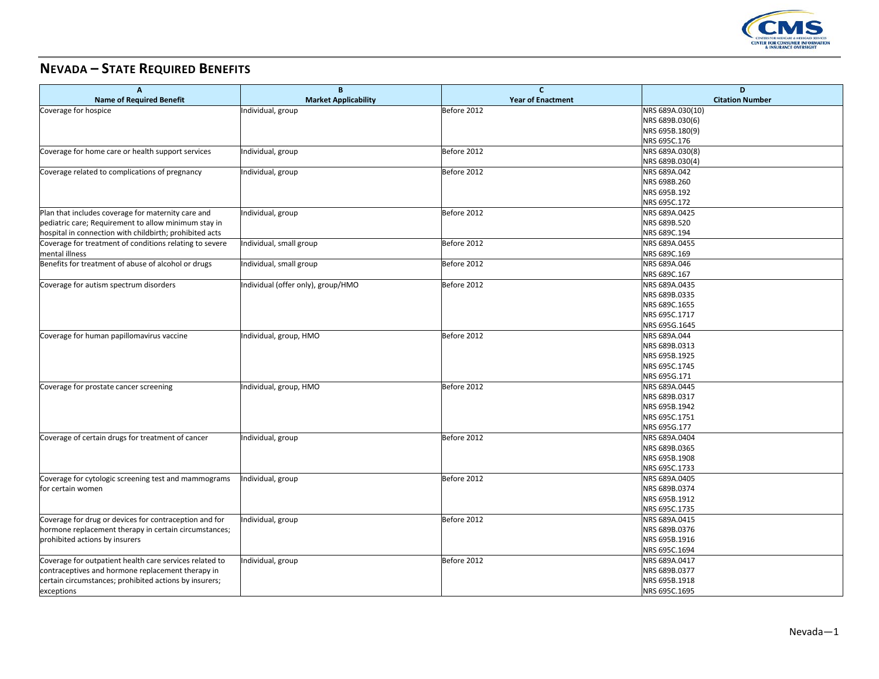# Nevada – State Required Benefits

| A<br>Name of Required Benefit | B<br>Market Applicability | C<br>Year of Enactment | D<br>Citation Number |
|---|---|---|---|
| Coverage for hospice | Individual, group | Before 2012 | NRS 689A.030(10)<br>NRS 689B.030(6)<br>NRS 695B.180(9)<br>NRS 695C.176 |
| Coverage for home care or health support services | Individual, group | Before 2012 | NRS 689A.030(8)<br>NRS 689B.030(4) |
| Coverage related to complications of pregnancy | Individual, group | Before 2012 | NRS 689A.042<br>NRS 698B.260<br>NRS 695B.192<br>NRS 695C.172 |
| Plan that includes coverage for maternity care and pediatric care; Requirement to allow minimum stay in hospital in connection with childbirth; prohibited acts | Individual, group | Before 2012 | NRS 689A.0425<br>NRS 689B.520<br>NRS 689C.194 |
| Coverage for treatment of conditions relating to severe mental illness | Individual, small group | Before 2012 | NRS 689A.0455<br>NRS 689C.169 |
| Benefits for treatment of abuse of alcohol or drugs | Individual, small group | Before 2012 | NRS 689A.046<br>NRS 689C.167 |
| Coverage for autism spectrum disorders | Individual (offer only), group/HMO | Before 2012 | NRS 689A.0435<br>NRS 689B.0335<br>NRS 689C.1655<br>NRS 695C.1717<br>NRS 695G.1645 |
| Coverage for human papillomavirus vaccine | Individual, group, HMO | Before 2012 | NRS 689A.044<br>NRS 689B.0313<br>NRS 695B.1925<br>NRS 695C.1745<br>NRS 695G.171 |
| Coverage for prostate cancer screening | Individual, group, HMO | Before 2012 | NRS 689A.0445<br>NRS 689B.0317<br>NRS 695B.1942<br>NRS 695C.1751<br>NRS 695G.177 |
| Coverage of certain drugs for treatment of cancer | Individual, group | Before 2012 | NRS 689A.0404<br>NRS 689B.0365<br>NRS 695B.1908<br>NRS 695C.1733 |
| Coverage for cytologic screening test and mammograms for certain women | Individual, group | Before 2012 | NRS 689A.0405<br>NRS 689B.0374<br>NRS 695B.1912<br>NRS 695C.1735 |
| Coverage for drug or devices for contraception and for hormone replacement therapy in certain circumstances; prohibited actions by insurers | Individual, group | Before 2012 | NRS 689A.0415<br>NRS 689B.0376<br>NRS 695B.1916<br>NRS 695C.1694 |
| Coverage for outpatient health care services related to contraceptives and hormone replacement therapy in certain circumstances; prohibited actions by insurers; exceptions | Individual, group | Before 2012 | NRS 689A.0417<br>NRS 689B.0377<br>NRS 695B.1918<br>NRS 695C.1695 |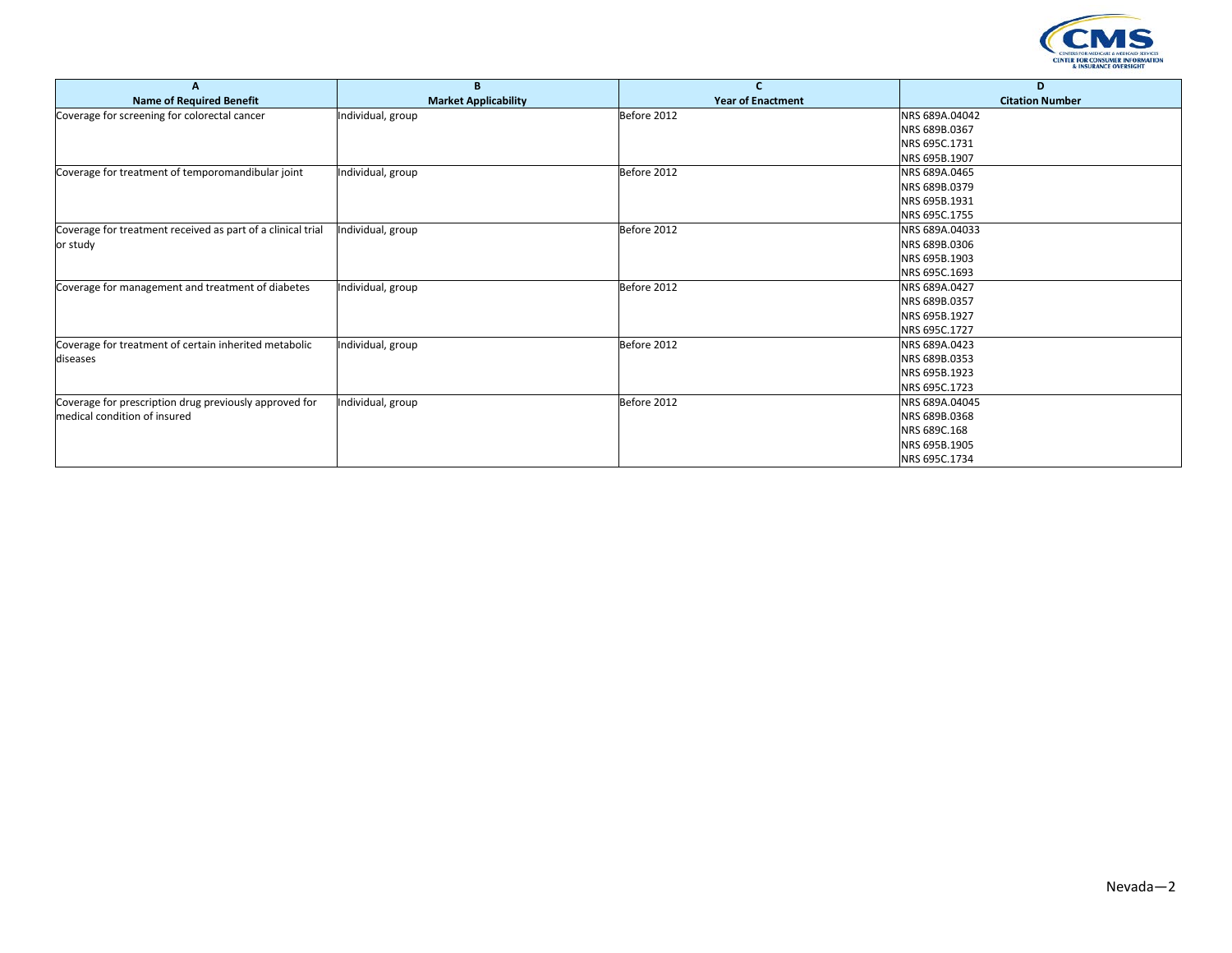| A<br>Name of Required Benefit | B<br>Market Applicability | C<br>Year of Enactment | D<br>Citation Number |
|---|---|---|---|
| Coverage for screening for colorectal cancer | Individual, group | Before 2012 | NRS 689A.04042<br>NRS 689B.0367<br>NRS 695C.1731<br>NRS 695B.1907 |
| Coverage for treatment of temporomandibular joint | Individual, group | Before 2012 | NRS 689A.0465<br>NRS 689B.0379<br>NRS 695B.1931<br>NRS 695C.1755 |
| Coverage for treatment received as part of a clinical trial or study | Individual, group | Before 2012 | NRS 689A.04033<br>NRS 689B.0306<br>NRS 695B.1903<br>NRS 695C.1693 |
| Coverage for management and treatment of diabetes | Individual, group | Before 2012 | NRS 689A.0427<br>NRS 689B.0357<br>NRS 695B.1927<br>NRS 695C.1727 |
| Coverage for treatment of certain inherited metabolic diseases | Individual, group | Before 2012 | NRS 689A.0423<br>NRS 689B.0353<br>NRS 695B.1923<br>NRS 695C.1723 |
| Coverage for prescription drug previously approved for medical condition of insured | Individual, group | Before 2012 | NRS 689A.04045<br>NRS 689B.0368<br>NRS 689C.168<br>NRS 695B.1905<br>NRS 695C.1734 |